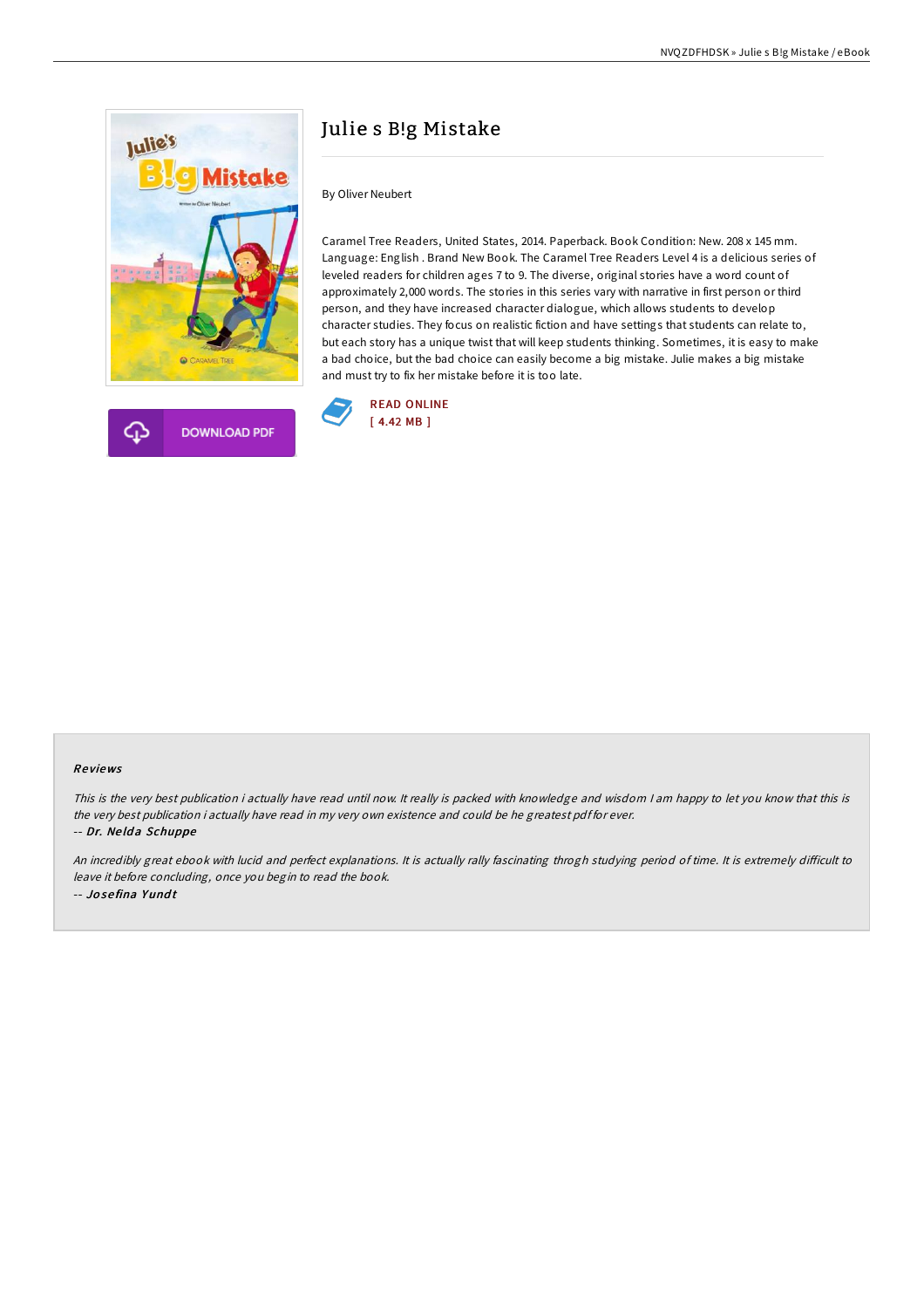# Julie s B!g Mistake

By Oliver Neubert

Caramel Tree Readers, United States, 2014. Paperback. Book Condition: New. 208 x 145 mm. Language: English . Brand New Book. The Caramel Tree Readers Level 4 is a delicious series of leveled readers for children ages 7 to 9. The diverse, original stories have a word count of approximately 2,000 words. The stories in this series vary with narrative in first person or third person, and they have increased character dialogue, which allows students to develop character studies. They focus on realistic fiction and have settings that students can relate to, but each story has a unique twist that will keep students thinking. Sometimes, it is easy to make a bad choice, but the bad choice can easily become a big mistake. Julie makes a big mistake and must try to fix her mistake before it is too late.

DOWNLOAD PDF

READ ONLINE
[ 4.42 MB ]

### Reviews

*This is the very best publication i actually have read until now. It really is packed with knowledge and wisdom I am happy to let you know that this is the very best publication i actually have read in my very own existence and could be he greatest pdf for ever.*

-- ***Dr. Nelda Schuppe***

*An incredibly great ebook with lucid and perfect explanations. It is actually rally fascinating throgh studying period of time. It is extremely difficult to leave it before concluding, once you begin to read the book.*

-- ***Josefina Yundt***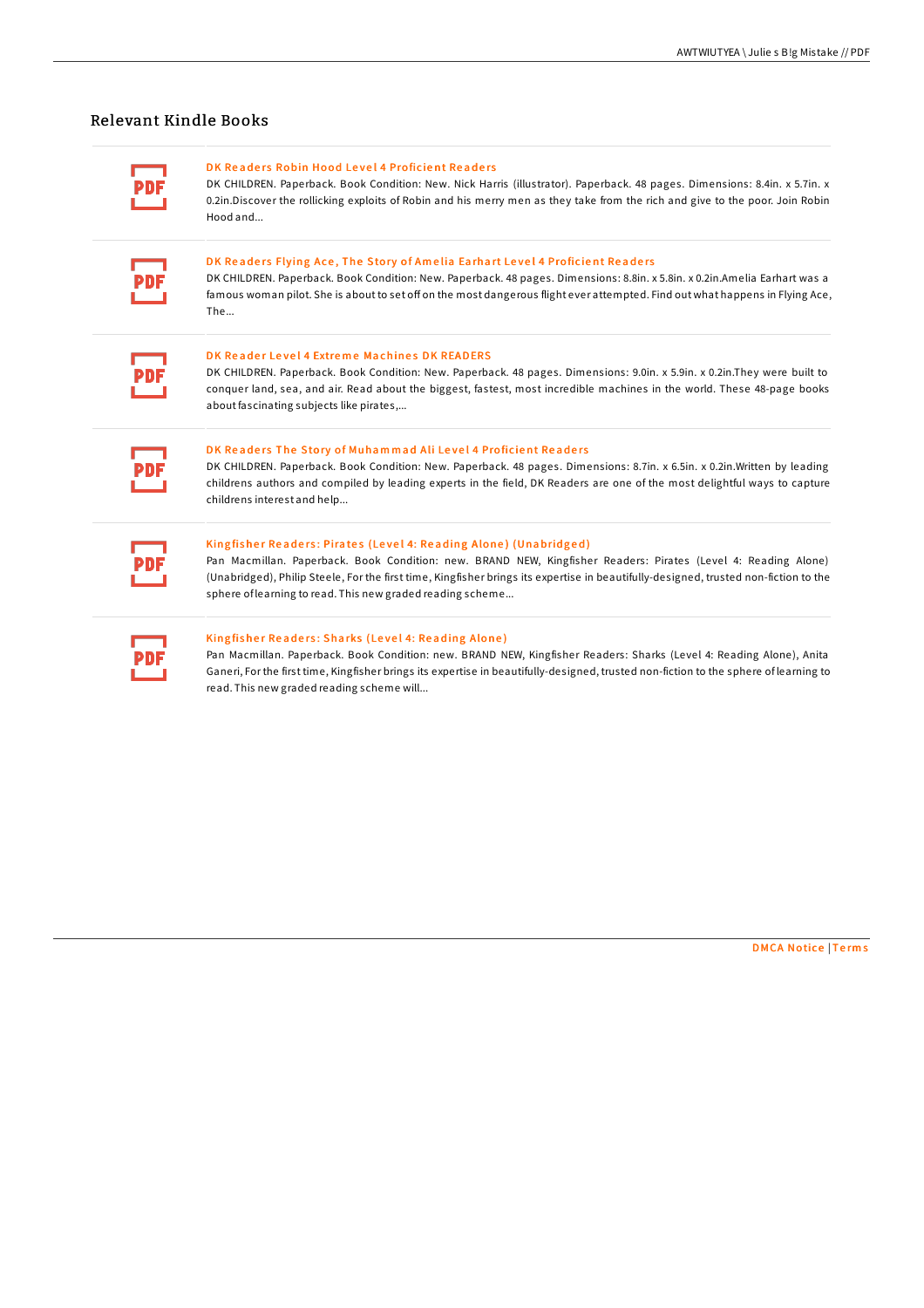## Relevant Kindle Books

### DK Readers Robin Hood Level 4 Proficient Readers

DK CHILDREN. Paperback. Book Condition: New. Nick Harris (illustrator). Paperback. 48 pages. Dimensions: 8.4in. x 5.7in. x 0.2in.Discover the rollicking exploits of Robin and his merry men as they take from the rich and give to the poor. Join Robin Hood and...

### DK Readers Flying Ace, The Story of Amelia Earhart Level 4 Proficient Readers

DK CHILDREN. Paperback. Book Condition: New. Paperback. 48 pages. Dimensions: 8.8in. x 5.8in. x 0.2in.Amelia Earhart was a famous woman pilot. She is about to set off on the most dangerous flight ever attempted. Find out what happens in Flying Ace, The...

### DK Reader Level 4 Extreme Machines DK READERS

DK CHILDREN. Paperback. Book Condition: New. Paperback. 48 pages. Dimensions: 9.0in. x 5.9in. x 0.2in.They were built to conquer land, sea, and air. Read about the biggest, fastest, most incredible machines in the world. These 48-page books about fascinating subjects like pirates,...

### DK Readers The Story of Muhammad Ali Level 4 Proficient Readers

DK CHILDREN. Paperback. Book Condition: New. Paperback. 48 pages. Dimensions: 8.7in. x 6.5in. x 0.2in.Written by leading childrens authors and compiled by leading experts in the field, DK Readers are one of the most delightful ways to capture childrens interest and help...

### Kingfisher Readers: Pirates (Level 4: Reading Alone) (Unabridged)

Pan Macmillan. Paperback. Book Condition: new. BRAND NEW, Kingfisher Readers: Pirates (Level 4: Reading Alone) (Unabridged), Philip Steele, For the first time, Kingfisher brings its expertise in beautifully-designed, trusted non-fiction to the sphere of learning to read. This new graded reading scheme...

### Kingfisher Readers: Sharks (Level 4: Reading Alone)

Pan Macmillan. Paperback. Book Condition: new. BRAND NEW, Kingfisher Readers: Sharks (Level 4: Reading Alone), Anita Ganeri, For the first time, Kingfisher brings its expertise in beautifully-designed, trusted non-fiction to the sphere of learning to read. This new graded reading scheme will...